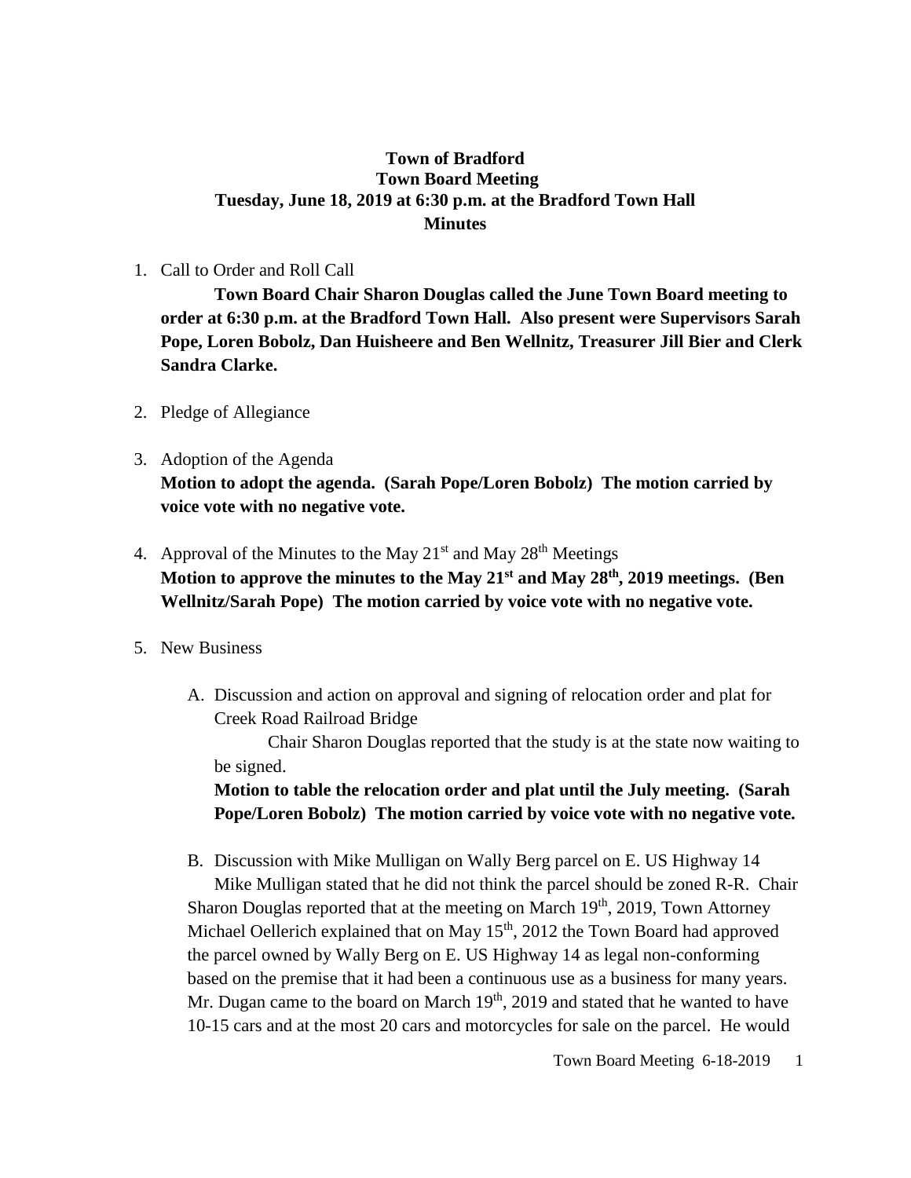# Town of Bradford
## Town Board Meeting
### Tuesday, June 18, 2019 at 6:30 p.m. at the Bradford Town Hall
### Minutes

1. Call to Order and Roll Call

   **Town Board Chair Sharon Douglas called the June Town Board meeting to order at 6:30 p.m. at the Bradford Town Hall. Also present were Supervisors Sarah Pope, Loren Bobolz, Dan Huisheere and Ben Wellnitz, Treasurer Jill Bier and Clerk Sandra Clarke.**

2. Pledge of Allegiance

3. Adoption of the Agenda

   **Motion to adopt the agenda. (Sarah Pope/Loren Bobolz) The motion carried by voice vote with no negative vote.**

4. Approval of the Minutes to the May 21st and May 28th Meetings

   **Motion to approve the minutes to the May 21st and May 28th, 2019 meetings. (Ben Wellnitz/Sarah Pope) The motion carried by voice vote with no negative vote.**

5. New Business

   A. Discussion and action on approval and signing of relocation order and plat for Creek Road Railroad Bridge

      Chair Sharon Douglas reported that the study is at the state now waiting to be signed.

      **Motion to table the relocation order and plat until the July meeting. (Sarah Pope/Loren Bobolz) The motion carried by voice vote with no negative vote.**

   B. Discussion with Mike Mulligan on Wally Berg parcel on E. US Highway 14

      Mike Mulligan stated that he did not think the parcel should be zoned R-R. Chair Sharon Douglas reported that at the meeting on March 19th, 2019, Town Attorney Michael Oellerich explained that on May 15th, 2012 the Town Board had approved the parcel owned by Wally Berg on E. US Highway 14 as legal non-conforming based on the premise that it had been a continuous use as a business for many years. Mr. Dugan came to the board on March 19th, 2019 and stated that he wanted to have 10-15 cars and at the most 20 cars and motorcycles for sale on the parcel. He would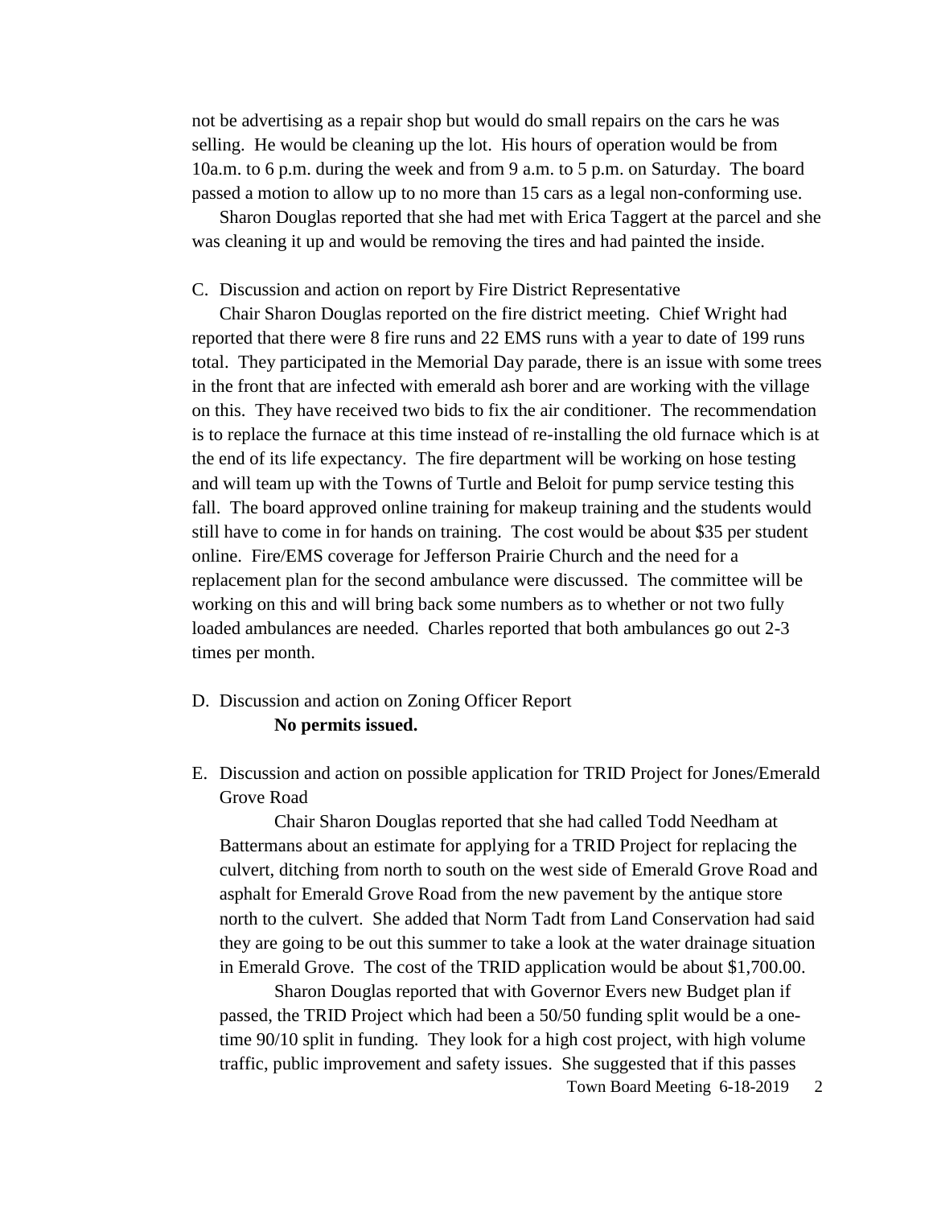not be advertising as a repair shop but would do small repairs on the cars he was selling. He would be cleaning up the lot. His hours of operation would be from 10a.m. to 6 p.m. during the week and from 9 a.m. to 5 p.m. on Saturday. The board passed a motion to allow up to no more than 15 cars as a legal non-conforming use.

Sharon Douglas reported that she had met with Erica Taggert at the parcel and she was cleaning it up and would be removing the tires and had painted the inside.

C. Discussion and action on report by Fire District Representative

Chair Sharon Douglas reported on the fire district meeting. Chief Wright had reported that there were 8 fire runs and 22 EMS runs with a year to date of 199 runs total. They participated in the Memorial Day parade, there is an issue with some trees in the front that are infected with emerald ash borer and are working with the village on this. They have received two bids to fix the air conditioner. The recommendation is to replace the furnace at this time instead of re-installing the old furnace which is at the end of its life expectancy. The fire department will be working on hose testing and will team up with the Towns of Turtle and Beloit for pump service testing this fall. The board approved online training for makeup training and the students would still have to come in for hands on training. The cost would be about $35 per student online. Fire/EMS coverage for Jefferson Prairie Church and the need for a replacement plan for the second ambulance were discussed. The committee will be working on this and will bring back some numbers as to whether or not two fully loaded ambulances are needed. Charles reported that both ambulances go out 2-3 times per month.

D. Discussion and action on Zoning Officer Report

**No permits issued.**

E. Discussion and action on possible application for TRID Project for Jones/Emerald Grove Road

Chair Sharon Douglas reported that she had called Todd Needham at Battermans about an estimate for applying for a TRID Project for replacing the culvert, ditching from north to south on the west side of Emerald Grove Road and asphalt for Emerald Grove Road from the new pavement by the antique store north to the culvert. She added that Norm Tadt from Land Conservation had said they are going to be out this summer to take a look at the water drainage situation in Emerald Grove. The cost of the TRID application would be about $1,700.00.

Sharon Douglas reported that with Governor Evers new Budget plan if passed, the TRID Project which had been a 50/50 funding split would be a one-time 90/10 split in funding. They look for a high cost project, with high volume traffic, public improvement and safety issues. She suggested that if this passes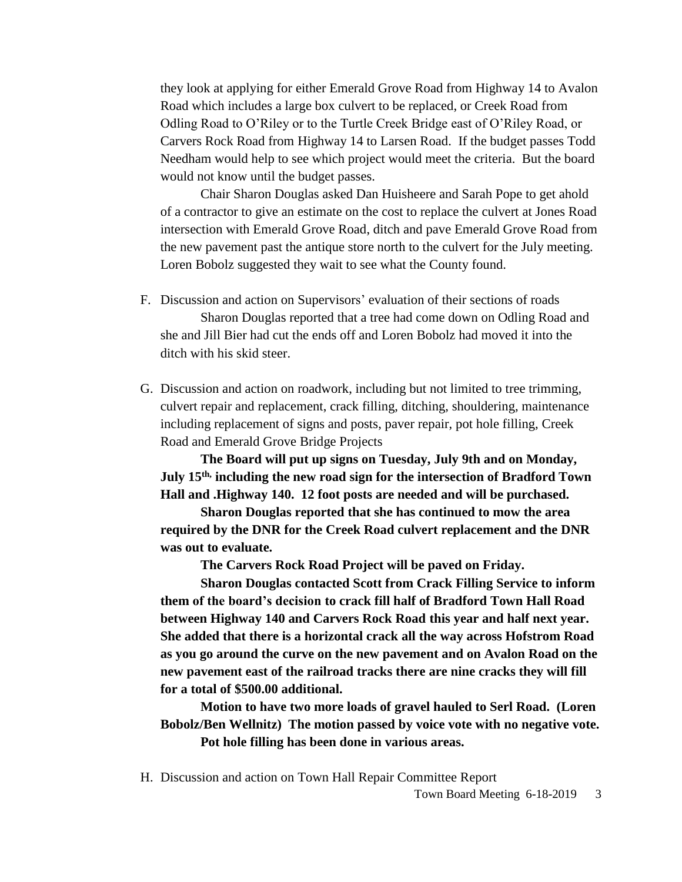they look at applying for either Emerald Grove Road from Highway 14 to Avalon Road which includes a large box culvert to be replaced, or Creek Road from Odling Road to O'Riley or to the Turtle Creek Bridge east of O'Riley Road, or Carvers Rock Road from Highway 14 to Larsen Road. If the budget passes Todd Needham would help to see which project would meet the criteria. But the board would not know until the budget passes.

Chair Sharon Douglas asked Dan Huisheere and Sarah Pope to get ahold of a contractor to give an estimate on the cost to replace the culvert at Jones Road intersection with Emerald Grove Road, ditch and pave Emerald Grove Road from the new pavement past the antique store north to the culvert for the July meeting. Loren Bobolz suggested they wait to see what the County found.

F. Discussion and action on Supervisors' evaluation of their sections of roads

Sharon Douglas reported that a tree had come down on Odling Road and she and Jill Bier had cut the ends off and Loren Bobolz had moved it into the ditch with his skid steer.

G. Discussion and action on roadwork, including but not limited to tree trimming, culvert repair and replacement, crack filling, ditching, shouldering, maintenance including replacement of signs and posts, paver repair, pot hole filling, Creek Road and Emerald Grove Bridge Projects

**The Board will put up signs on Tuesday, July 9th and on Monday, July 15th, including the new road sign for the intersection of Bradford Town Hall and .Highway 140. 12 foot posts are needed and will be purchased.**

**Sharon Douglas reported that she has continued to mow the area required by the DNR for the Creek Road culvert replacement and the DNR was out to evaluate.**

**The Carvers Rock Road Project will be paved on Friday.**

**Sharon Douglas contacted Scott from Crack Filling Service to inform them of the board's decision to crack fill half of Bradford Town Hall Road between Highway 140 and Carvers Rock Road this year and half next year. She added that there is a horizontal crack all the way across Hofstrom Road as you go around the curve on the new pavement and on Avalon Road on the new pavement east of the railroad tracks there are nine cracks they will fill for a total of $500.00 additional.**

**Motion to have two more loads of gravel hauled to Serl Road. (Loren Bobolz/Ben Wellnitz) The motion passed by voice vote with no negative vote.**

**Pot hole filling has been done in various areas.**

H. Discussion and action on Town Hall Repair Committee Report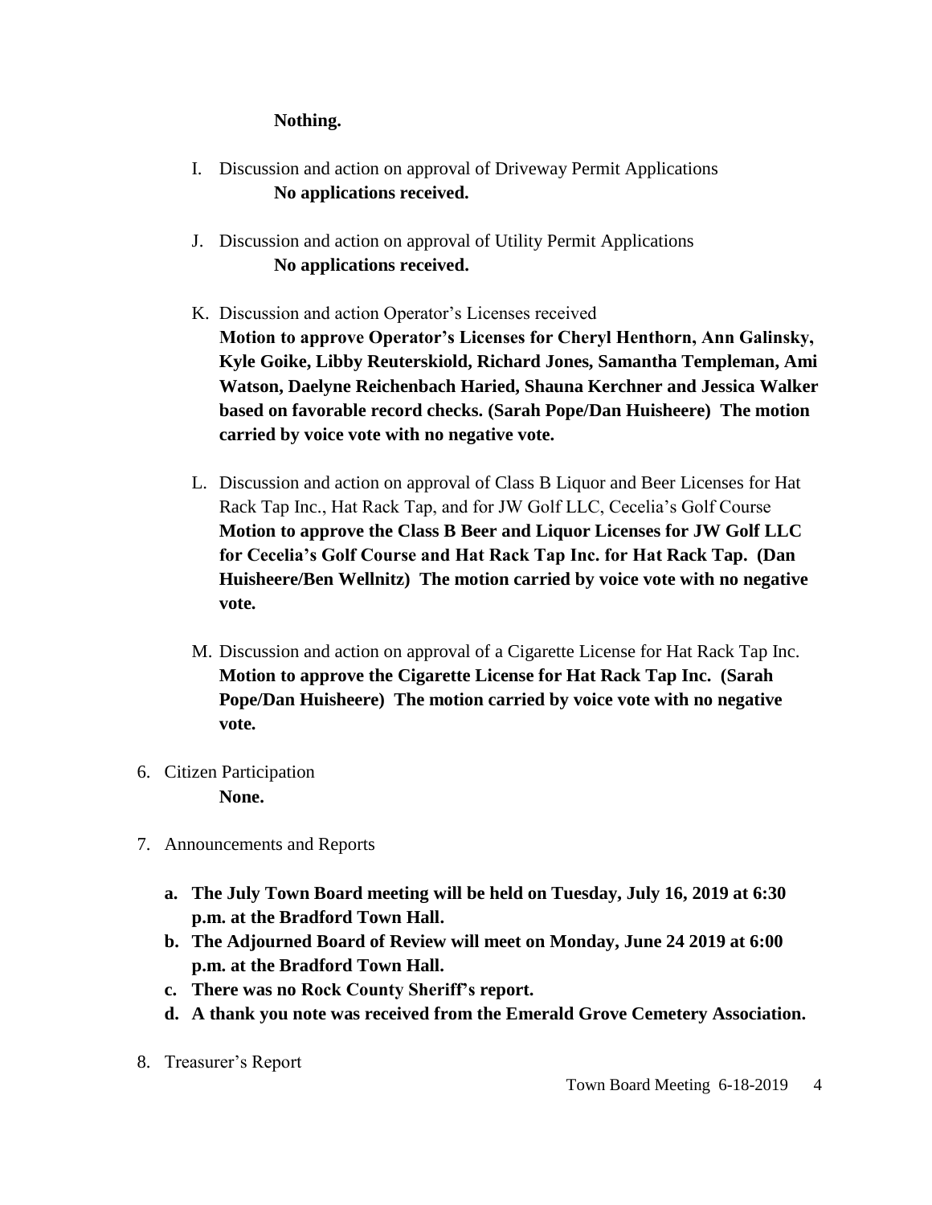**Nothing.**

I. Discussion and action on approval of Driveway Permit Applications
   **No applications received.**

J. Discussion and action on approval of Utility Permit Applications
   **No applications received.**

K. Discussion and action Operator's Licenses received
   **Motion to approve Operator's Licenses for Cheryl Henthorn, Ann Galinsky, Kyle Goike, Libby Reuterskiold, Richard Jones, Samantha Templeman, Ami Watson, Daelyne Reichenbach Haried, Shauna Kerchner and Jessica Walker based on favorable record checks. (Sarah Pope/Dan Huisheere) The motion carried by voice vote with no negative vote.**

L. Discussion and action on approval of Class B Liquor and Beer Licenses for Hat Rack Tap Inc., Hat Rack Tap, and for JW Golf LLC, Cecelia's Golf Course
   **Motion to approve the Class B Beer and Liquor Licenses for JW Golf LLC for Cecelia's Golf Course and Hat Rack Tap Inc. for Hat Rack Tap. (Dan Huisheere/Ben Wellnitz) The motion carried by voice vote with no negative vote.**

M. Discussion and action on approval of a Cigarette License for Hat Rack Tap Inc.
   **Motion to approve the Cigarette License for Hat Rack Tap Inc. (Sarah Pope/Dan Huisheere) The motion carried by voice vote with no negative vote.**

6. Citizen Participation
   **None.**

7. Announcements and Reports

   a. **The July Town Board meeting will be held on Tuesday, July 16, 2019 at 6:30 p.m. at the Bradford Town Hall.**
   b. **The Adjourned Board of Review will meet on Monday, June 24 2019 at 6:00 p.m. at the Bradford Town Hall.**
   c. **There was no Rock County Sheriff's report.**
   d. **A thank you note was received from the Emerald Grove Cemetery Association.**

8. Treasurer's Report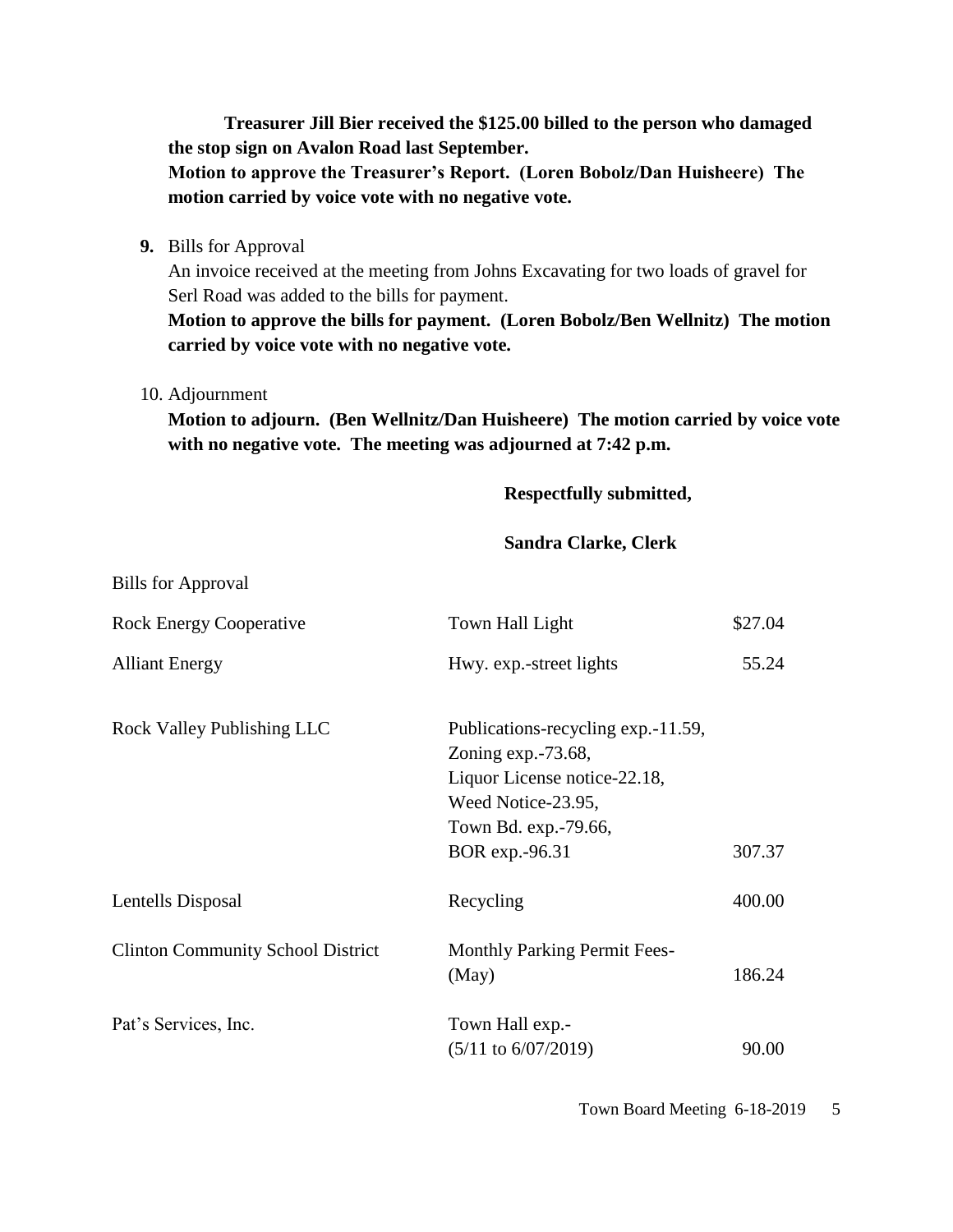**Treasurer Jill Bier received the $125.00 billed to the person who damaged the stop sign on Avalon Road last September.**

**Motion to approve the Treasurer's Report. (Loren Bobolz/Dan Huisheere) The motion carried by voice vote with no negative vote.**

**9.** Bills for Approval

An invoice received at the meeting from Johns Excavating for two loads of gravel for Serl Road was added to the bills for payment.

**Motion to approve the bills for payment. (Loren Bobolz/Ben Wellnitz) The motion carried by voice vote with no negative vote.**

10. Adjournment

**Motion to adjourn. (Ben Wellnitz/Dan Huisheere) The motion carried by voice vote with no negative vote. The meeting was adjourned at 7:42 p.m.**

**Respectfully submitted,**

**Sandra Clarke, Clerk**

Bills for Approval

| | | |
|---|---|---|
| Rock Energy Cooperative | Town Hall Light | $27.04 |
| Alliant Energy | Hwy. exp.-street lights | 55.24 |
| Rock Valley Publishing LLC | Publications-recycling exp.-11.59, Zoning exp.-73.68, Liquor License notice-22.18, Weed Notice-23.95, Town Bd. exp.-79.66, BOR exp.-96.31 | 307.37 |
| Lentells Disposal | Recycling | 400.00 |
| Clinton Community School District | Monthly Parking Permit Fees- (May) | 186.24 |
| Pat's Services, Inc. | Town Hall exp.- (5/11 to 6/07/2019) | 90.00 |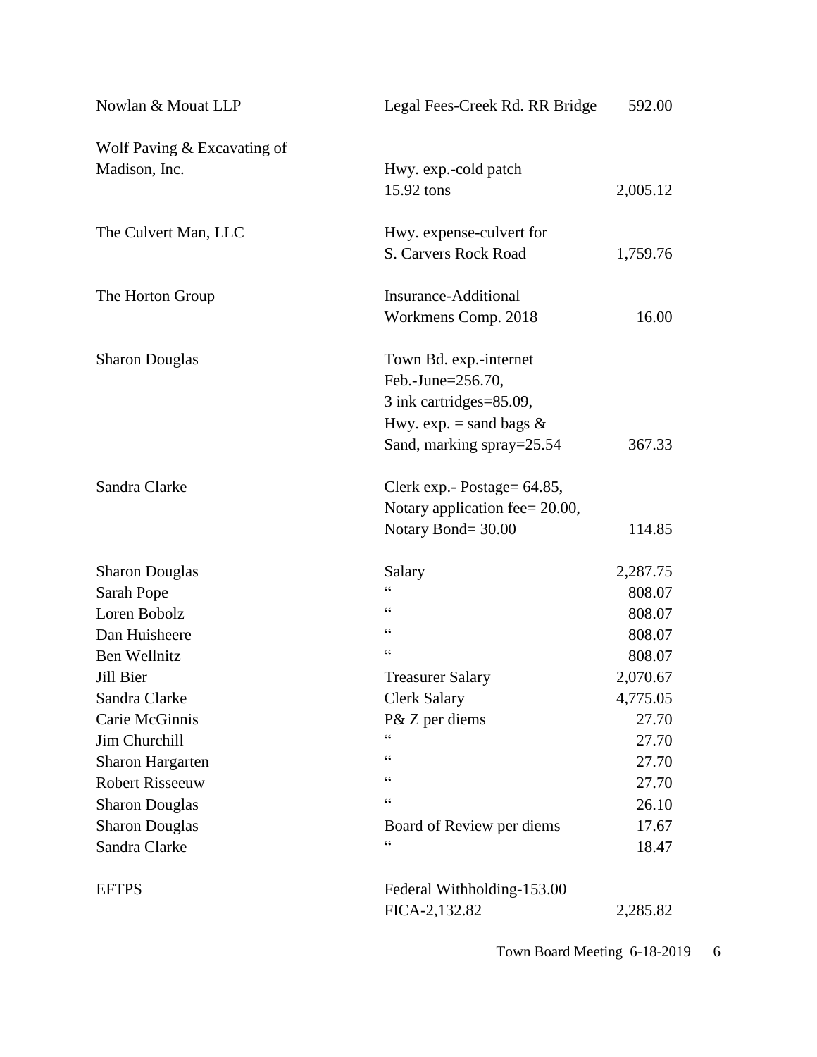| | | |
|---|---|---|
| Nowlan & Mouat LLP | Legal Fees-Creek Rd. RR Bridge | 592.00 |
| Wolf Paving & Excavating of Madison, Inc. | Hwy. exp.-cold patch 15.92 tons | 2,005.12 |
| The Culvert Man, LLC | Hwy. expense-culvert for S. Carvers Rock Road | 1,759.76 |
| The Horton Group | Insurance-Additional Workmens Comp. 2018 | 16.00 |
| Sharon Douglas | Town Bd. exp.-internet Feb.-June=256.70, 3 ink cartridges=85.09, Hwy. exp. = sand bags & Sand, marking spray=25.54 | 367.33 |
| Sandra Clarke | Clerk exp.- Postage= 64.85, Notary application fee= 20.00, Notary Bond= 30.00 | 114.85 |
| Sharon Douglas | Salary | 2,287.75 |
| Sarah Pope | " | 808.07 |
| Loren Bobolz | " | 808.07 |
| Dan Huisheere | " | 808.07 |
| Ben Wellnitz | " | 808.07 |
| Jill Bier | Treasurer Salary | 2,070.67 |
| Sandra Clarke | Clerk Salary | 4,775.05 |
| Carie McGinnis | P& Z per diems | 27.70 |
| Jim Churchill | " | 27.70 |
| Sharon Hargarten | " | 27.70 |
| Robert Risseeuw | " | 27.70 |
| Sharon Douglas | " | 26.10 |
| Sharon Douglas | Board of Review per diems | 17.67 |
| Sandra Clarke | " | 18.47 |
| EFTPS | Federal Withholding-153.00 FICA-2,132.82 | 2,285.82 |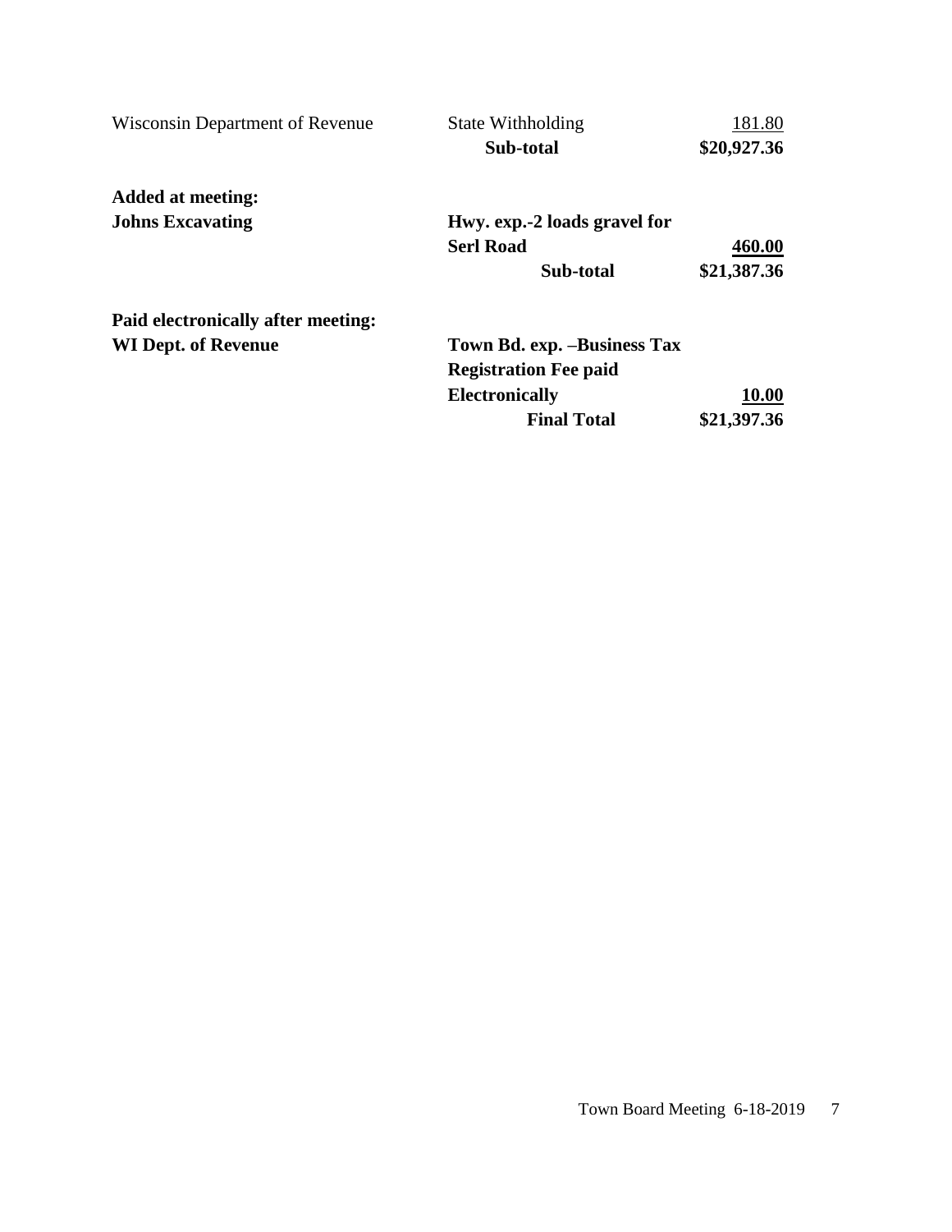| | | |
|---|---|---|
| Wisconsin Department of Revenue | State Withholding | 181.80 |
| | **Sub-total** | **$20,927.36** |
| **Added at meeting:** | | |
| **Johns Excavating** | **Hwy. exp.-2 loads gravel for Serl Road** | **460.00** |
| | **Sub-total** | **$21,387.36** |
| **Paid electronically after meeting:** | | |
| **WI Dept. of Revenue** | **Town Bd. exp. –Business Tax Registration Fee paid Electronically** | **10.00** |
| | **Final Total** | **$21,397.36** |